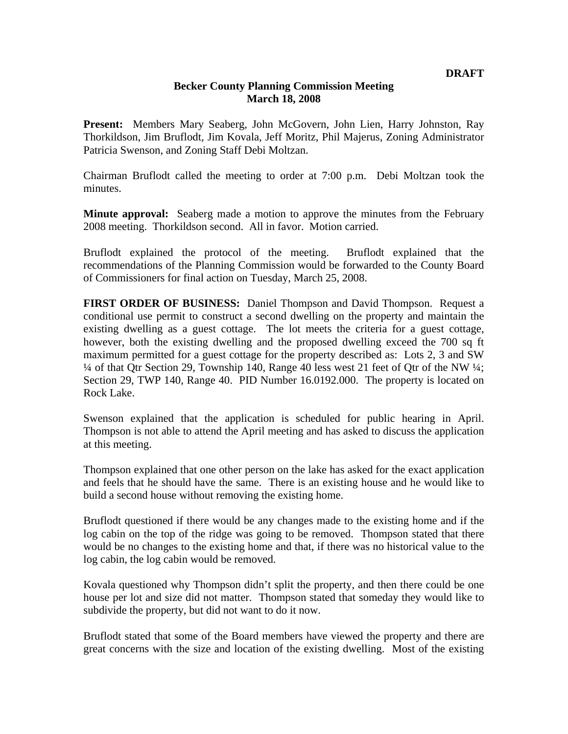**DRAFT**

**Becker County Planning Commission Meeting**
**March 18, 2008**

**Present:** Members Mary Seaberg, John McGovern, John Lien, Harry Johnston, Ray Thorkildson, Jim Bruflodt, Jim Kovala, Jeff Moritz, Phil Majerus, Zoning Administrator Patricia Swenson, and Zoning Staff Debi Moltzan.

Chairman Bruflodt called the meeting to order at 7:00 p.m. Debi Moltzan took the minutes.

**Minute approval:** Seaberg made a motion to approve the minutes from the February 2008 meeting. Thorkildson second. All in favor. Motion carried.

Bruflodt explained the protocol of the meeting. Bruflodt explained that the recommendations of the Planning Commission would be forwarded to the County Board of Commissioners for final action on Tuesday, March 25, 2008.

**FIRST ORDER OF BUSINESS:** Daniel Thompson and David Thompson. Request a conditional use permit to construct a second dwelling on the property and maintain the existing dwelling as a guest cottage. The lot meets the criteria for a guest cottage, however, both the existing dwelling and the proposed dwelling exceed the 700 sq ft maximum permitted for a guest cottage for the property described as: Lots 2, 3 and SW ¼ of that Qtr Section 29, Township 140, Range 40 less west 21 feet of Qtr of the NW ¼; Section 29, TWP 140, Range 40. PID Number 16.0192.000. The property is located on Rock Lake.

Swenson explained that the application is scheduled for public hearing in April. Thompson is not able to attend the April meeting and has asked to discuss the application at this meeting.

Thompson explained that one other person on the lake has asked for the exact application and feels that he should have the same. There is an existing house and he would like to build a second house without removing the existing home.

Bruflodt questioned if there would be any changes made to the existing home and if the log cabin on the top of the ridge was going to be removed. Thompson stated that there would be no changes to the existing home and that, if there was no historical value to the log cabin, the log cabin would be removed.

Kovala questioned why Thompson didn't split the property, and then there could be one house per lot and size did not matter. Thompson stated that someday they would like to subdivide the property, but did not want to do it now.

Bruflodt stated that some of the Board members have viewed the property and there are great concerns with the size and location of the existing dwelling. Most of the existing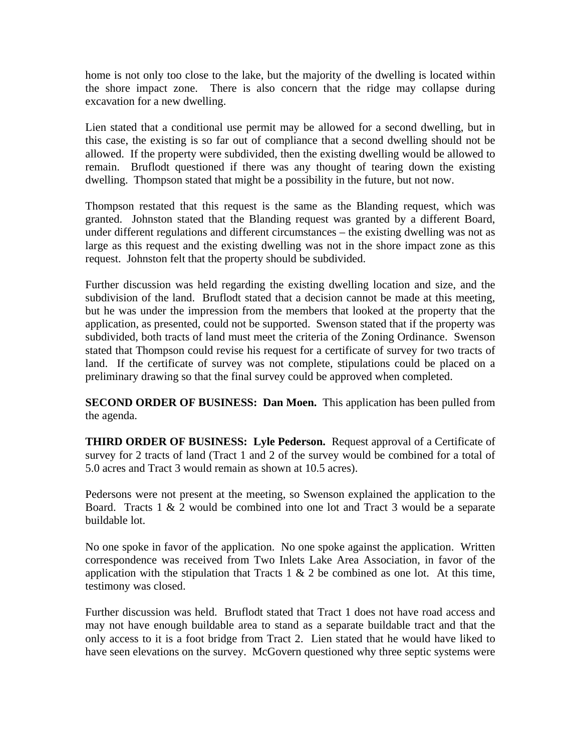home is not only too close to the lake, but the majority of the dwelling is located within the shore impact zone. There is also concern that the ridge may collapse during excavation for a new dwelling.

Lien stated that a conditional use permit may be allowed for a second dwelling, but in this case, the existing is so far out of compliance that a second dwelling should not be allowed. If the property were subdivided, then the existing dwelling would be allowed to remain. Bruflodt questioned if there was any thought of tearing down the existing dwelling. Thompson stated that might be a possibility in the future, but not now.

Thompson restated that this request is the same as the Blanding request, which was granted. Johnston stated that the Blanding request was granted by a different Board, under different regulations and different circumstances – the existing dwelling was not as large as this request and the existing dwelling was not in the shore impact zone as this request. Johnston felt that the property should be subdivided.

Further discussion was held regarding the existing dwelling location and size, and the subdivision of the land. Bruflodt stated that a decision cannot be made at this meeting, but he was under the impression from the members that looked at the property that the application, as presented, could not be supported. Swenson stated that if the property was subdivided, both tracts of land must meet the criteria of the Zoning Ordinance. Swenson stated that Thompson could revise his request for a certificate of survey for two tracts of land. If the certificate of survey was not complete, stipulations could be placed on a preliminary drawing so that the final survey could be approved when completed.

**SECOND ORDER OF BUSINESS: Dan Moen.** This application has been pulled from the agenda.

**THIRD ORDER OF BUSINESS: Lyle Pederson.** Request approval of a Certificate of survey for 2 tracts of land (Tract 1 and 2 of the survey would be combined for a total of 5.0 acres and Tract 3 would remain as shown at 10.5 acres).

Pedersons were not present at the meeting, so Swenson explained the application to the Board. Tracts 1 & 2 would be combined into one lot and Tract 3 would be a separate buildable lot.

No one spoke in favor of the application. No one spoke against the application. Written correspondence was received from Two Inlets Lake Area Association, in favor of the application with the stipulation that Tracts 1 & 2 be combined as one lot. At this time, testimony was closed.

Further discussion was held. Bruflodt stated that Tract 1 does not have road access and may not have enough buildable area to stand as a separate buildable tract and that the only access to it is a foot bridge from Tract 2. Lien stated that he would have liked to have seen elevations on the survey. McGovern questioned why three septic systems were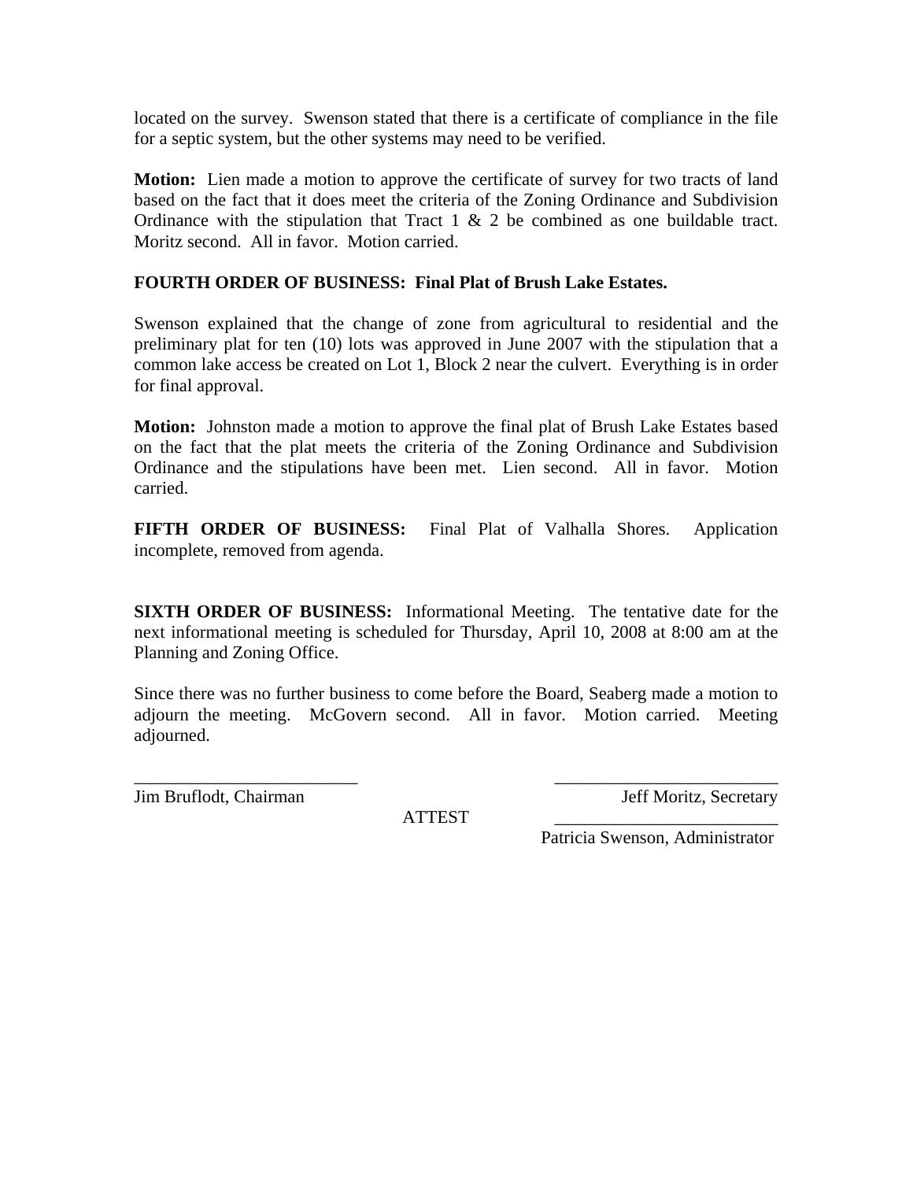located on the survey. Swenson stated that there is a certificate of compliance in the file for a septic system, but the other systems may need to be verified.

**Motion:** Lien made a motion to approve the certificate of survey for two tracts of land based on the fact that it does meet the criteria of the Zoning Ordinance and Subdivision Ordinance with the stipulation that Tract 1 & 2 be combined as one buildable tract. Moritz second. All in favor. Motion carried.

**FOURTH ORDER OF BUSINESS: Final Plat of Brush Lake Estates.**

Swenson explained that the change of zone from agricultural to residential and the preliminary plat for ten (10) lots was approved in June 2007 with the stipulation that a common lake access be created on Lot 1, Block 2 near the culvert. Everything is in order for final approval.

**Motion:** Johnston made a motion to approve the final plat of Brush Lake Estates based on the fact that the plat meets the criteria of the Zoning Ordinance and Subdivision Ordinance and the stipulations have been met. Lien second. All in favor. Motion carried.

**FIFTH ORDER OF BUSINESS:** Final Plat of Valhalla Shores. Application incomplete, removed from agenda.

**SIXTH ORDER OF BUSINESS:** Informational Meeting. The tentative date for the next informational meeting is scheduled for Thursday, April 10, 2008 at 8:00 am at the Planning and Zoning Office.

Since there was no further business to come before the Board, Seaberg made a motion to adjourn the meeting. McGovern second. All in favor. Motion carried. Meeting adjourned.

\_\_\_\_\_\_\_\_\_\_\_\_\_\_\_\_\_\_\_\_\_\_\_\_\_\_
Jim Bruflodt, Chairman

\_\_\_\_\_\_\_\_\_\_\_\_\_\_\_\_\_\_\_\_\_\_\_\_\_\_
Jeff Moritz, Secretary

ATTEST

\_\_\_\_\_\_\_\_\_\_\_\_\_\_\_\_\_\_\_\_\_\_\_\_\_\_
Patricia Swenson, Administrator